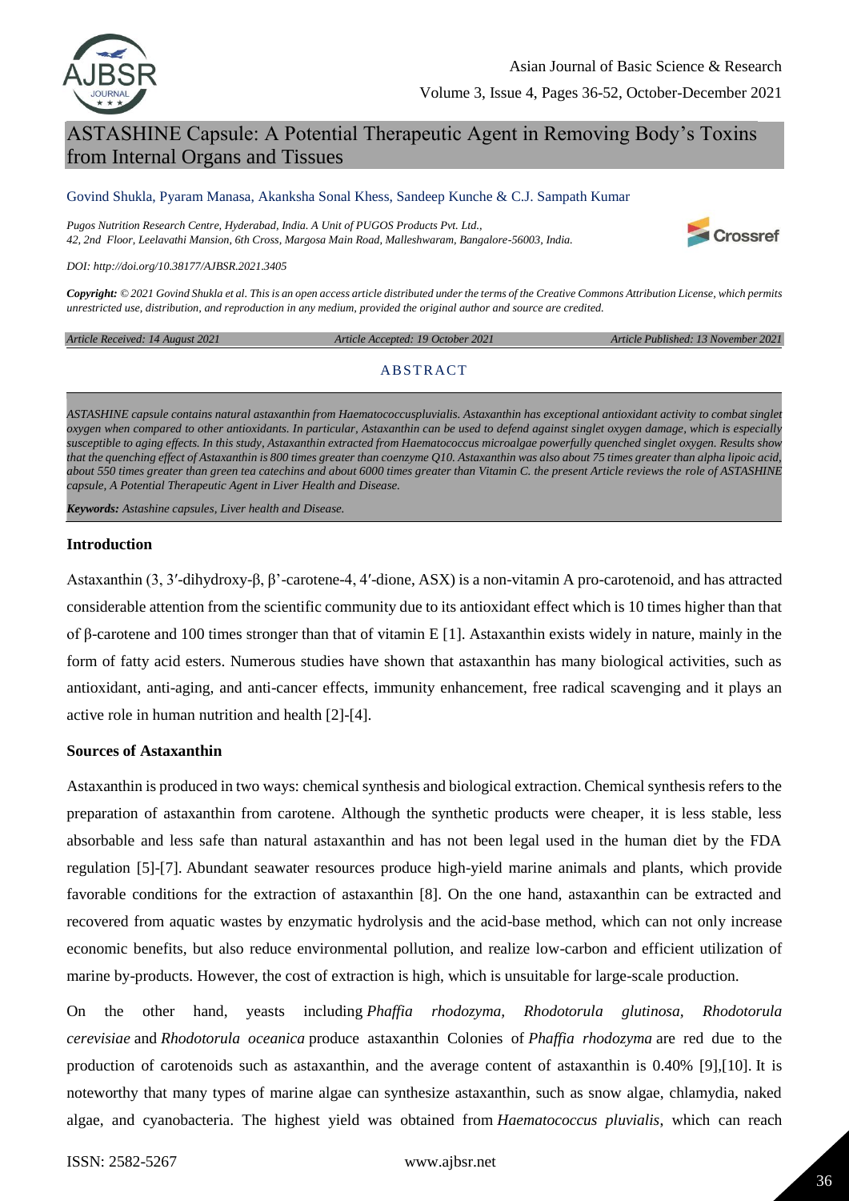# ASTASHINE Capsule: A Potential Therapeutic Agent in Removing Body's Toxins from Internal Organs and Tissues

Govind Shukla, Pyaram Manasa, Akanksha Sonal Khess, Sandeep Kunche & C.J. Sampath Kumar

*Pugos Nutrition Research Centre, Hyderabad, India. A Unit of PUGOS Products Pvt. Ltd., 42, 2nd Floor, Leelavathi Mansion, 6th Cross, Margosa Main Road, Malleshwaram, Bangalore-56003, India.*

*DOI: http://doi.org/10.38177/AJBSR.2021.3405*

***Copyright:*** *© 2021 Govind Shukla et al. This is an open access article distributed under the terms of the Creative Commons Attribution License, which permits unrestricted use, distribution, and reproduction in any medium, provided the original author and source are credited.*

*Article Received: 14 August 2021* | *Article Accepted: 19 October 2021* | *Article Published: 13 November 2021*

## ABSTRACT

*ASTASHINE capsule contains natural astaxanthin from Haematococcuspluvialis. Astaxanthin has exceptional antioxidant activity to combat singlet oxygen when compared to other antioxidants. In particular, Astaxanthin can be used to defend against singlet oxygen damage, which is especially susceptible to aging effects. In this study, Astaxanthin extracted from Haematococcus microalgae powerfully quenched singlet oxygen. Results show that the quenching effect of Astaxanthin is 800 times greater than coenzyme Q10. Astaxanthin was also about 75 times greater than alpha lipoic acid, about 550 times greater than green tea catechins and about 6000 times greater than Vitamin C. the present Article reviews the role of ASTASHINE capsule, A Potential Therapeutic Agent in Liver Health and Disease.*

***Keywords:*** *Astashine capsules, Liver health and Disease.*

### Introduction

Astaxanthin (3, 3′-dihydroxy-β, β'-carotene-4, 4′-dione, ASX) is a non-vitamin A pro-carotenoid, and has attracted considerable attention from the scientific community due to its antioxidant effect which is 10 times higher than that of β-carotene and 100 times stronger than that of vitamin E [1]. Astaxanthin exists widely in nature, mainly in the form of fatty acid esters. Numerous studies have shown that astaxanthin has many biological activities, such as antioxidant, anti-aging, and anti-cancer effects, immunity enhancement, free radical scavenging and it plays an active role in human nutrition and health [2]-[4].

### Sources of Astaxanthin

Astaxanthin is produced in two ways: chemical synthesis and biological extraction. Chemical synthesis refers to the preparation of astaxanthin from carotene. Although the synthetic products were cheaper, it is less stable, less absorbable and less safe than natural astaxanthin and has not been legal used in the human diet by the FDA regulation [5]-[7]. Abundant seawater resources produce high-yield marine animals and plants, which provide favorable conditions for the extraction of astaxanthin [8]. On the one hand, astaxanthin can be extracted and recovered from aquatic wastes by enzymatic hydrolysis and the acid-base method, which can not only increase economic benefits, but also reduce environmental pollution, and realize low-carbon and efficient utilization of marine by-products. However, the cost of extraction is high, which is unsuitable for large-scale production.

On the other hand, yeasts including *Phaffia rhodozyma, Rhodotorula glutinosa, Rhodotorula cerevisiae* and *Rhodotorula oceanica* produce astaxanthin Colonies of *Phaffia rhodozyma* are red due to the production of carotenoids such as astaxanthin, and the average content of astaxanthin is 0.40% [9],[10]. It is noteworthy that many types of marine algae can synthesize astaxanthin, such as snow algae, chlamydia, naked algae, and cyanobacteria. The highest yield was obtained from *Haematococcus pluvialis*, which can reach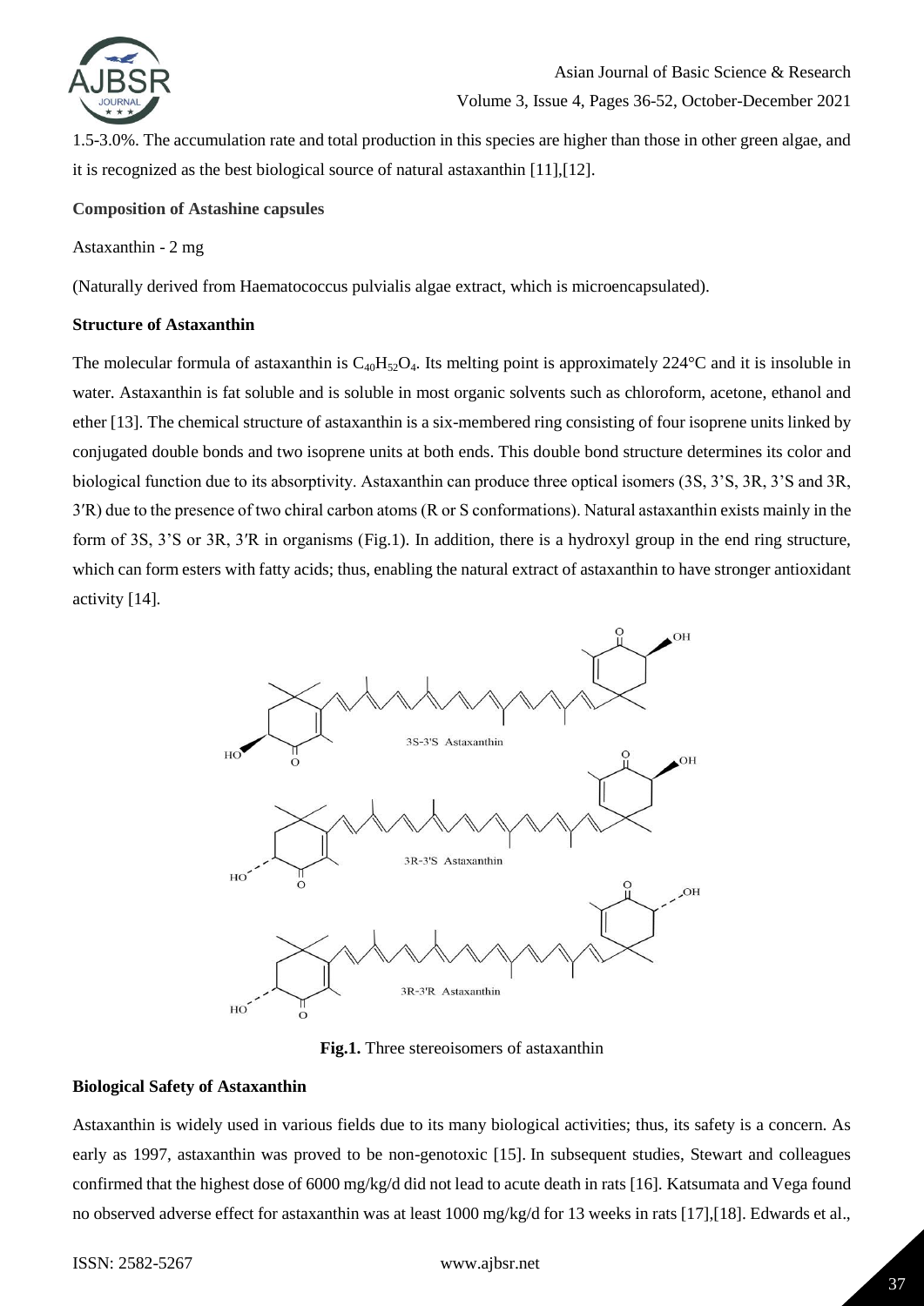1.5-3.0%. The accumulation rate and total production in this species are higher than those in other green algae, and it is recognized as the best biological source of natural astaxanthin [11],[12].

**Composition of Astashine capsules**

Astaxanthin - 2 mg

(Naturally derived from Haematococcus pulvialis algae extract, which is microencapsulated).

**Structure of Astaxanthin**

The molecular formula of astaxanthin is $C_{40}H_{52}O_4$. Its melting point is approximately 224°C and it is insoluble in water. Astaxanthin is fat soluble and is soluble in most organic solvents such as chloroform, acetone, ethanol and ether [13]. The chemical structure of astaxanthin is a six-membered ring consisting of four isoprene units linked by conjugated double bonds and two isoprene units at both ends. This double bond structure determines its color and biological function due to its absorptivity. Astaxanthin can produce three optical isomers (3S, 3'S, 3R, 3'S and 3R, 3′R) due to the presence of two chiral carbon atoms (R or S conformations). Natural astaxanthin exists mainly in the form of 3S, 3'S or 3R, 3′R in organisms (Fig.1). In addition, there is a hydroxyl group in the end ring structure, which can form esters with fatty acids; thus, enabling the natural extract of astaxanthin to have stronger antioxidant activity [14].

**Fig.1.** Three stereoisomers of astaxanthin

**Biological Safety of Astaxanthin**

Astaxanthin is widely used in various fields due to its many biological activities; thus, its safety is a concern. As early as 1997, astaxanthin was proved to be non-genotoxic [15]. In subsequent studies, Stewart and colleagues confirmed that the highest dose of 6000 mg/kg/d did not lead to acute death in rats [16]. Katsumata and Vega found no observed adverse effect for astaxanthin was at least 1000 mg/kg/d for 13 weeks in rats [17],[18]. Edwards et al.,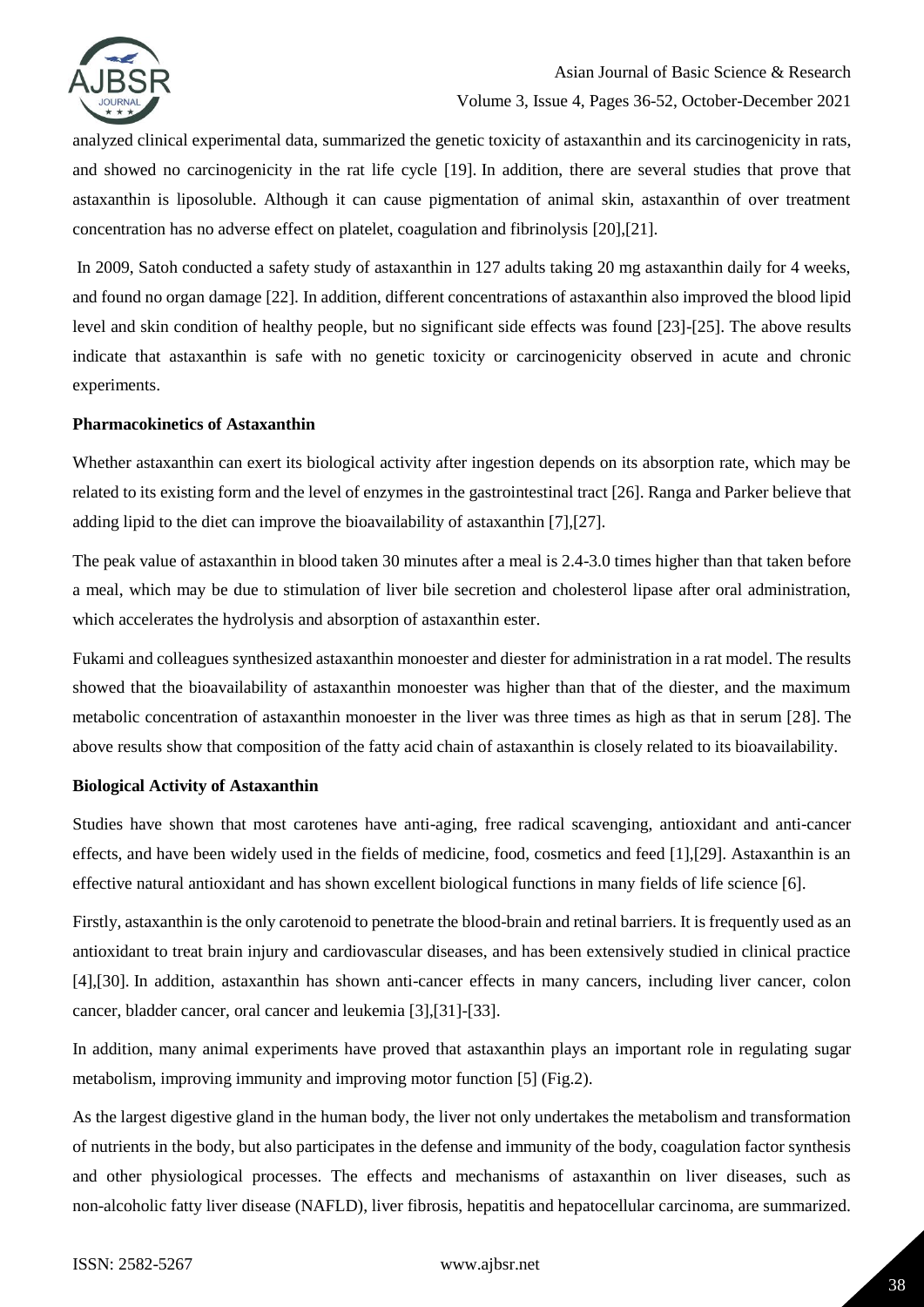analyzed clinical experimental data, summarized the genetic toxicity of astaxanthin and its carcinogenicity in rats, and showed no carcinogenicity in the rat life cycle [19]. In addition, there are several studies that prove that astaxanthin is liposoluble. Although it can cause pigmentation of animal skin, astaxanthin of over treatment concentration has no adverse effect on platelet, coagulation and fibrinolysis [20],[21].

In 2009, Satoh conducted a safety study of astaxanthin in 127 adults taking 20 mg astaxanthin daily for 4 weeks, and found no organ damage [22]. In addition, different concentrations of astaxanthin also improved the blood lipid level and skin condition of healthy people, but no significant side effects was found [23]-[25]. The above results indicate that astaxanthin is safe with no genetic toxicity or carcinogenicity observed in acute and chronic experiments.

### Pharmacokinetics of Astaxanthin

Whether astaxanthin can exert its biological activity after ingestion depends on its absorption rate, which may be related to its existing form and the level of enzymes in the gastrointestinal tract [26]. Ranga and Parker believe that adding lipid to the diet can improve the bioavailability of astaxanthin [7],[27].

The peak value of astaxanthin in blood taken 30 minutes after a meal is 2.4-3.0 times higher than that taken before a meal, which may be due to stimulation of liver bile secretion and cholesterol lipase after oral administration, which accelerates the hydrolysis and absorption of astaxanthin ester.

Fukami and colleagues synthesized astaxanthin monoester and diester for administration in a rat model. The results showed that the bioavailability of astaxanthin monoester was higher than that of the diester, and the maximum metabolic concentration of astaxanthin monoester in the liver was three times as high as that in serum [28]. The above results show that composition of the fatty acid chain of astaxanthin is closely related to its bioavailability.

### Biological Activity of Astaxanthin

Studies have shown that most carotenes have anti-aging, free radical scavenging, antioxidant and anti-cancer effects, and have been widely used in the fields of medicine, food, cosmetics and feed [1],[29]. Astaxanthin is an effective natural antioxidant and has shown excellent biological functions in many fields of life science [6].

Firstly, astaxanthin is the only carotenoid to penetrate the blood-brain and retinal barriers. It is frequently used as an antioxidant to treat brain injury and cardiovascular diseases, and has been extensively studied in clinical practice [4],[30]. In addition, astaxanthin has shown anti-cancer effects in many cancers, including liver cancer, colon cancer, bladder cancer, oral cancer and leukemia [3],[31]-[33].

In addition, many animal experiments have proved that astaxanthin plays an important role in regulating sugar metabolism, improving immunity and improving motor function [5] (Fig.2).

As the largest digestive gland in the human body, the liver not only undertakes the metabolism and transformation of nutrients in the body, but also participates in the defense and immunity of the body, coagulation factor synthesis and other physiological processes. The effects and mechanisms of astaxanthin on liver diseases, such as non-alcoholic fatty liver disease (NAFLD), liver fibrosis, hepatitis and hepatocellular carcinoma, are summarized.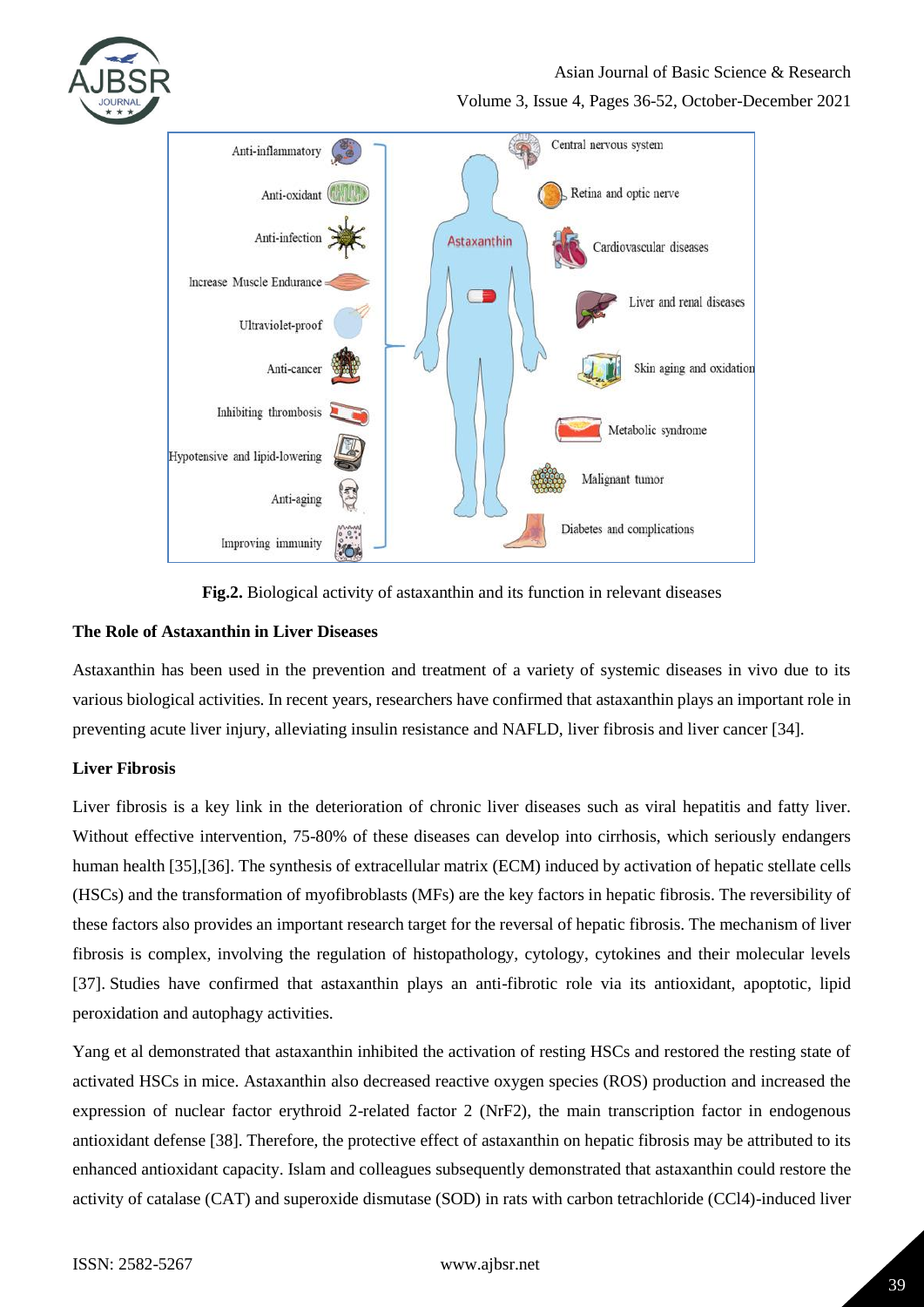**Fig.2.** Biological activity of astaxanthin and its function in relevant diseases

### The Role of Astaxanthin in Liver Diseases

Astaxanthin has been used in the prevention and treatment of a variety of systemic diseases in vivo due to its various biological activities. In recent years, researchers have confirmed that astaxanthin plays an important role in preventing acute liver injury, alleviating insulin resistance and NAFLD, liver fibrosis and liver cancer [34].

### Liver Fibrosis

Liver fibrosis is a key link in the deterioration of chronic liver diseases such as viral hepatitis and fatty liver. Without effective intervention, 75-80% of these diseases can develop into cirrhosis, which seriously endangers human health [35],[36]. The synthesis of extracellular matrix (ECM) induced by activation of hepatic stellate cells (HSCs) and the transformation of myofibroblasts (MFs) are the key factors in hepatic fibrosis. The reversibility of these factors also provides an important research target for the reversal of hepatic fibrosis. The mechanism of liver fibrosis is complex, involving the regulation of histopathology, cytology, cytokines and their molecular levels [37]. Studies have confirmed that astaxanthin plays an anti-fibrotic role via its antioxidant, apoptotic, lipid peroxidation and autophagy activities.

Yang et al demonstrated that astaxanthin inhibited the activation of resting HSCs and restored the resting state of activated HSCs in mice. Astaxanthin also decreased reactive oxygen species (ROS) production and increased the expression of nuclear factor erythroid 2-related factor 2 (NrF2), the main transcription factor in endogenous antioxidant defense [38]. Therefore, the protective effect of astaxanthin on hepatic fibrosis may be attributed to its enhanced antioxidant capacity. Islam and colleagues subsequently demonstrated that astaxanthin could restore the activity of catalase (CAT) and superoxide dismutase (SOD) in rats with carbon tetrachloride ($CCl_4$)-induced liver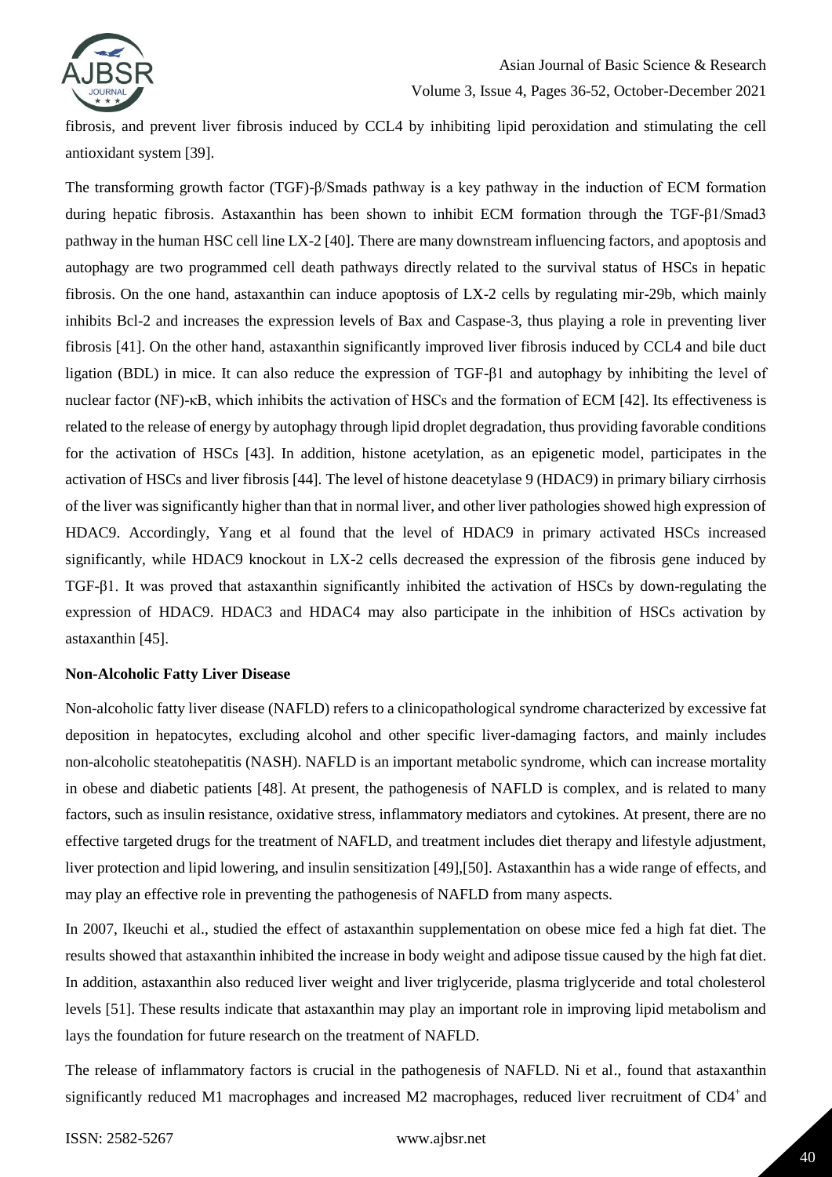fibrosis, and prevent liver fibrosis induced by CCL4 by inhibiting lipid peroxidation and stimulating the cell antioxidant system [39].

The transforming growth factor (TGF)-β/Smads pathway is a key pathway in the induction of ECM formation during hepatic fibrosis. Astaxanthin has been shown to inhibit ECM formation through the TGF-β1/Smad3 pathway in the human HSC cell line LX-2 [40]. There are many downstream influencing factors, and apoptosis and autophagy are two programmed cell death pathways directly related to the survival status of HSCs in hepatic fibrosis. On the one hand, astaxanthin can induce apoptosis of LX-2 cells by regulating mir-29b, which mainly inhibits Bcl-2 and increases the expression levels of Bax and Caspase-3, thus playing a role in preventing liver fibrosis [41]. On the other hand, astaxanthin significantly improved liver fibrosis induced by CCL4 and bile duct ligation (BDL) in mice. It can also reduce the expression of TGF-β1 and autophagy by inhibiting the level of nuclear factor (NF)-κB, which inhibits the activation of HSCs and the formation of ECM [42]. Its effectiveness is related to the release of energy by autophagy through lipid droplet degradation, thus providing favorable conditions for the activation of HSCs [43]. In addition, histone acetylation, as an epigenetic model, participates in the activation of HSCs and liver fibrosis [44]. The level of histone deacetylase 9 (HDAC9) in primary biliary cirrhosis of the liver was significantly higher than that in normal liver, and other liver pathologies showed high expression of HDAC9. Accordingly, Yang et al found that the level of HDAC9 in primary activated HSCs increased significantly, while HDAC9 knockout in LX-2 cells decreased the expression of the fibrosis gene induced by TGF-β1. It was proved that astaxanthin significantly inhibited the activation of HSCs by down-regulating the expression of HDAC9. HDAC3 and HDAC4 may also participate in the inhibition of HSCs activation by astaxanthin [45].

**Non-Alcoholic Fatty Liver Disease**

Non-alcoholic fatty liver disease (NAFLD) refers to a clinicopathological syndrome characterized by excessive fat deposition in hepatocytes, excluding alcohol and other specific liver-damaging factors, and mainly includes non-alcoholic steatohepatitis (NASH). NAFLD is an important metabolic syndrome, which can increase mortality in obese and diabetic patients [48]. At present, the pathogenesis of NAFLD is complex, and is related to many factors, such as insulin resistance, oxidative stress, inflammatory mediators and cytokines. At present, there are no effective targeted drugs for the treatment of NAFLD, and treatment includes diet therapy and lifestyle adjustment, liver protection and lipid lowering, and insulin sensitization [49],[50]. Astaxanthin has a wide range of effects, and may play an effective role in preventing the pathogenesis of NAFLD from many aspects.

In 2007, Ikeuchi et al., studied the effect of astaxanthin supplementation on obese mice fed a high fat diet. The results showed that astaxanthin inhibited the increase in body weight and adipose tissue caused by the high fat diet. In addition, astaxanthin also reduced liver weight and liver triglyceride, plasma triglyceride and total cholesterol levels [51]. These results indicate that astaxanthin may play an important role in improving lipid metabolism and lays the foundation for future research on the treatment of NAFLD.

The release of inflammatory factors is crucial in the pathogenesis of NAFLD. Ni et al., found that astaxanthin significantly reduced M1 macrophages and increased M2 macrophages, reduced liver recruitment of $CD4^+$ and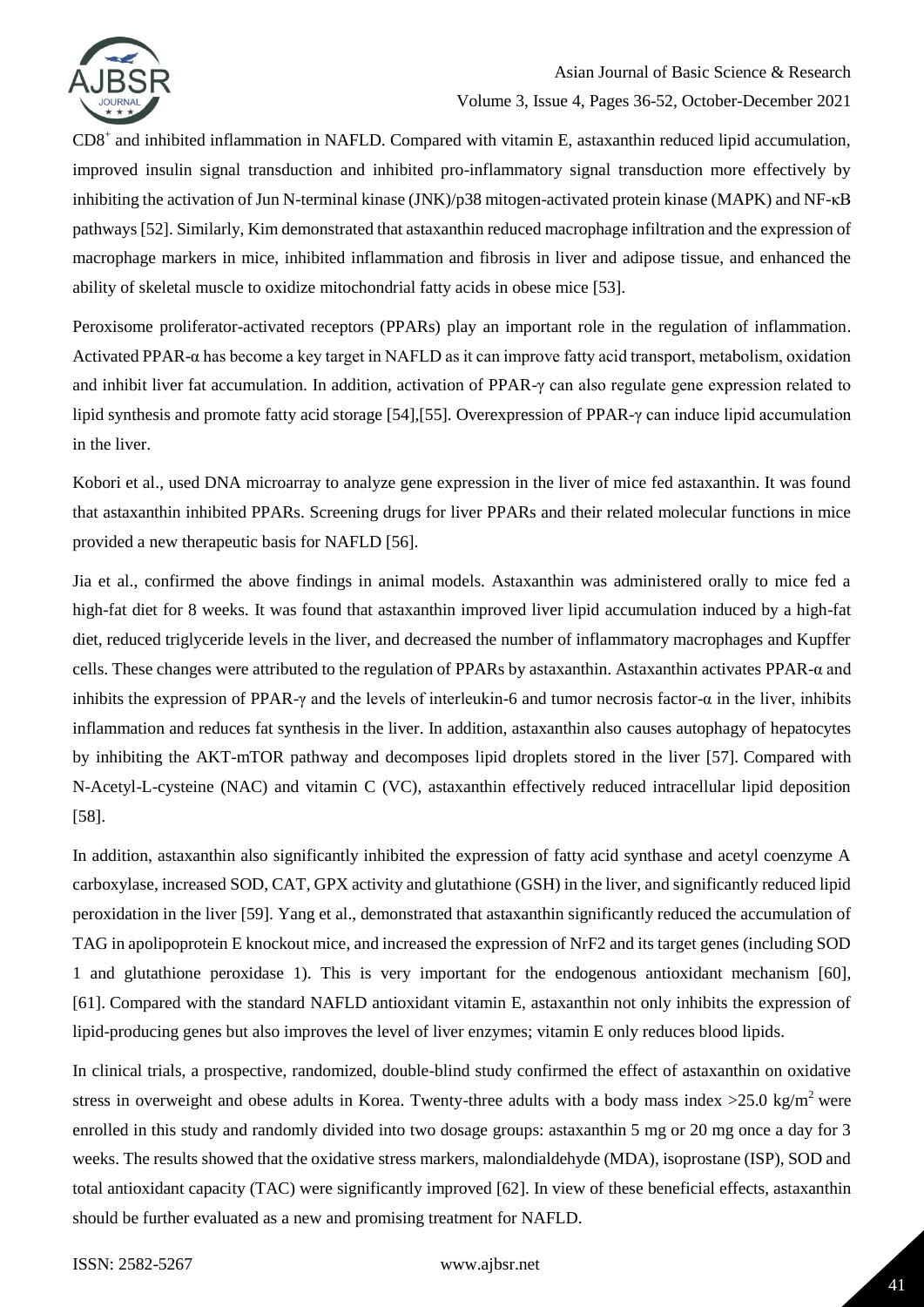$CD8^+$ and inhibited inflammation in NAFLD. Compared with vitamin E, astaxanthin reduced lipid accumulation, improved insulin signal transduction and inhibited pro-inflammatory signal transduction more effectively by inhibiting the activation of Jun N-terminal kinase (JNK)/p38 mitogen-activated protein kinase (MAPK) and NF-κB pathways [52]. Similarly, Kim demonstrated that astaxanthin reduced macrophage infiltration and the expression of macrophage markers in mice, inhibited inflammation and fibrosis in liver and adipose tissue, and enhanced the ability of skeletal muscle to oxidize mitochondrial fatty acids in obese mice [53].

Peroxisome proliferator-activated receptors (PPARs) play an important role in the regulation of inflammation. Activated PPAR-α has become a key target in NAFLD as it can improve fatty acid transport, metabolism, oxidation and inhibit liver fat accumulation. In addition, activation of PPAR-γ can also regulate gene expression related to lipid synthesis and promote fatty acid storage [54],[55]. Overexpression of PPAR-γ can induce lipid accumulation in the liver.

Kobori et al., used DNA microarray to analyze gene expression in the liver of mice fed astaxanthin. It was found that astaxanthin inhibited PPARs. Screening drugs for liver PPARs and their related molecular functions in mice provided a new therapeutic basis for NAFLD [56].

Jia et al., confirmed the above findings in animal models. Astaxanthin was administered orally to mice fed a high-fat diet for 8 weeks. It was found that astaxanthin improved liver lipid accumulation induced by a high-fat diet, reduced triglyceride levels in the liver, and decreased the number of inflammatory macrophages and Kupffer cells. These changes were attributed to the regulation of PPARs by astaxanthin. Astaxanthin activates PPAR-α and inhibits the expression of PPAR-γ and the levels of interleukin-6 and tumor necrosis factor-α in the liver, inhibits inflammation and reduces fat synthesis in the liver. In addition, astaxanthin also causes autophagy of hepatocytes by inhibiting the AKT-mTOR pathway and decomposes lipid droplets stored in the liver [57]. Compared with N-Acetyl-L-cysteine (NAC) and vitamin C (VC), astaxanthin effectively reduced intracellular lipid deposition [58].

In addition, astaxanthin also significantly inhibited the expression of fatty acid synthase and acetyl coenzyme A carboxylase, increased SOD, CAT, GPX activity and glutathione (GSH) in the liver, and significantly reduced lipid peroxidation in the liver [59]. Yang et al., demonstrated that astaxanthin significantly reduced the accumulation of TAG in apolipoprotein E knockout mice, and increased the expression of NrF2 and its target genes (including SOD 1 and glutathione peroxidase 1). This is very important for the endogenous antioxidant mechanism [60], [61]. Compared with the standard NAFLD antioxidant vitamin E, astaxanthin not only inhibits the expression of lipid-producing genes but also improves the level of liver enzymes; vitamin E only reduces blood lipids.

In clinical trials, a prospective, randomized, double-blind study confirmed the effect of astaxanthin on oxidative stress in overweight and obese adults in Korea. Twenty-three adults with a body mass index $>25.0$ kg/m$^2$ were enrolled in this study and randomly divided into two dosage groups: astaxanthin 5 mg or 20 mg once a day for 3 weeks. The results showed that the oxidative stress markers, malondialdehyde (MDA), isoprostane (ISP), SOD and total antioxidant capacity (TAC) were significantly improved [62]. In view of these beneficial effects, astaxanthin should be further evaluated as a new and promising treatment for NAFLD.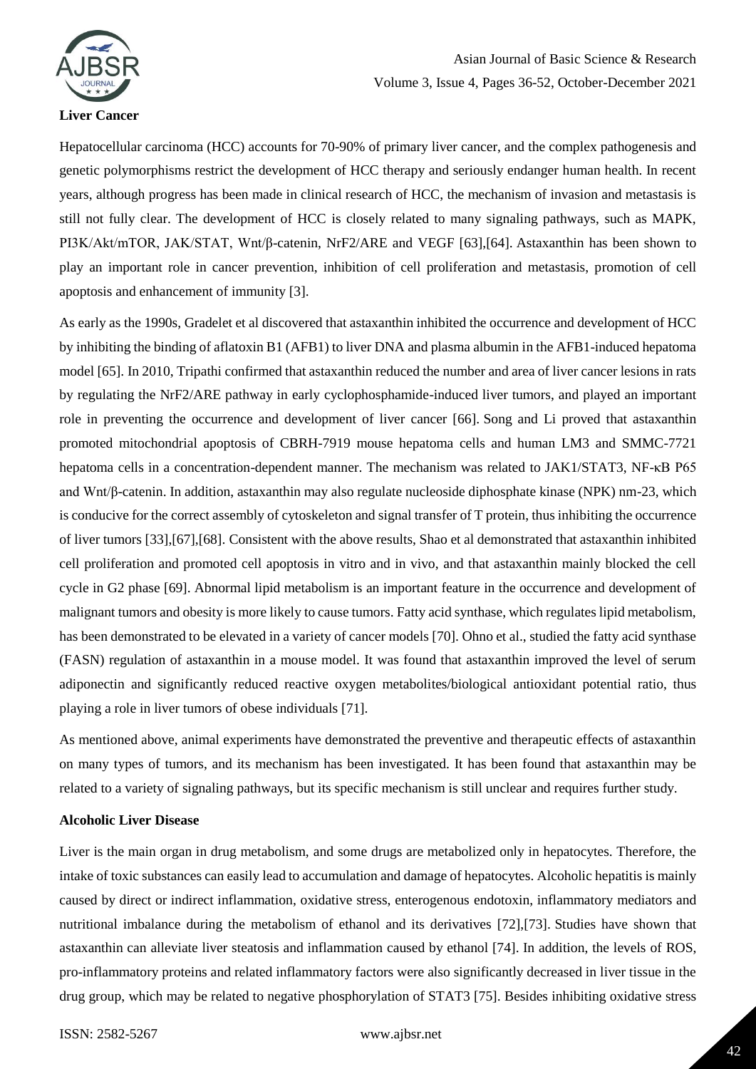**Liver Cancer**

Hepatocellular carcinoma (HCC) accounts for 70-90% of primary liver cancer, and the complex pathogenesis and genetic polymorphisms restrict the development of HCC therapy and seriously endanger human health. In recent years, although progress has been made in clinical research of HCC, the mechanism of invasion and metastasis is still not fully clear. The development of HCC is closely related to many signaling pathways, such as MAPK, PI3K/Akt/mTOR, JAK/STAT, Wnt/β-catenin, NrF2/ARE and VEGF [63],[64]. Astaxanthin has been shown to play an important role in cancer prevention, inhibition of cell proliferation and metastasis, promotion of cell apoptosis and enhancement of immunity [3].

As early as the 1990s, Gradelet et al discovered that astaxanthin inhibited the occurrence and development of HCC by inhibiting the binding of aflatoxin B1 (AFB1) to liver DNA and plasma albumin in the AFB1-induced hepatoma model [65]. In 2010, Tripathi confirmed that astaxanthin reduced the number and area of liver cancer lesions in rats by regulating the NrF2/ARE pathway in early cyclophosphamide-induced liver tumors, and played an important role in preventing the occurrence and development of liver cancer [66]. Song and Li proved that astaxanthin promoted mitochondrial apoptosis of CBRH-7919 mouse hepatoma cells and human LM3 and SMMC-7721 hepatoma cells in a concentration-dependent manner. The mechanism was related to JAK1/STAT3, NF-κB P65 and Wnt/β-catenin. In addition, astaxanthin may also regulate nucleoside diphosphate kinase (NPK) nm-23, which is conducive for the correct assembly of cytoskeleton and signal transfer of T protein, thus inhibiting the occurrence of liver tumors [33],[67],[68]. Consistent with the above results, Shao et al demonstrated that astaxanthin inhibited cell proliferation and promoted cell apoptosis in vitro and in vivo, and that astaxanthin mainly blocked the cell cycle in G2 phase [69]. Abnormal lipid metabolism is an important feature in the occurrence and development of malignant tumors and obesity is more likely to cause tumors. Fatty acid synthase, which regulates lipid metabolism, has been demonstrated to be elevated in a variety of cancer models [70]. Ohno et al., studied the fatty acid synthase (FASN) regulation of astaxanthin in a mouse model. It was found that astaxanthin improved the level of serum adiponectin and significantly reduced reactive oxygen metabolites/biological antioxidant potential ratio, thus playing a role in liver tumors of obese individuals [71].

As mentioned above, animal experiments have demonstrated the preventive and therapeutic effects of astaxanthin on many types of tumors, and its mechanism has been investigated. It has been found that astaxanthin may be related to a variety of signaling pathways, but its specific mechanism is still unclear and requires further study.

**Alcoholic Liver Disease**

Liver is the main organ in drug metabolism, and some drugs are metabolized only in hepatocytes. Therefore, the intake of toxic substances can easily lead to accumulation and damage of hepatocytes. Alcoholic hepatitis is mainly caused by direct or indirect inflammation, oxidative stress, enterogenous endotoxin, inflammatory mediators and nutritional imbalance during the metabolism of ethanol and its derivatives [72],[73]. Studies have shown that astaxanthin can alleviate liver steatosis and inflammation caused by ethanol [74]. In addition, the levels of ROS, pro-inflammatory proteins and related inflammatory factors were also significantly decreased in liver tissue in the drug group, which may be related to negative phosphorylation of STAT3 [75]. Besides inhibiting oxidative stress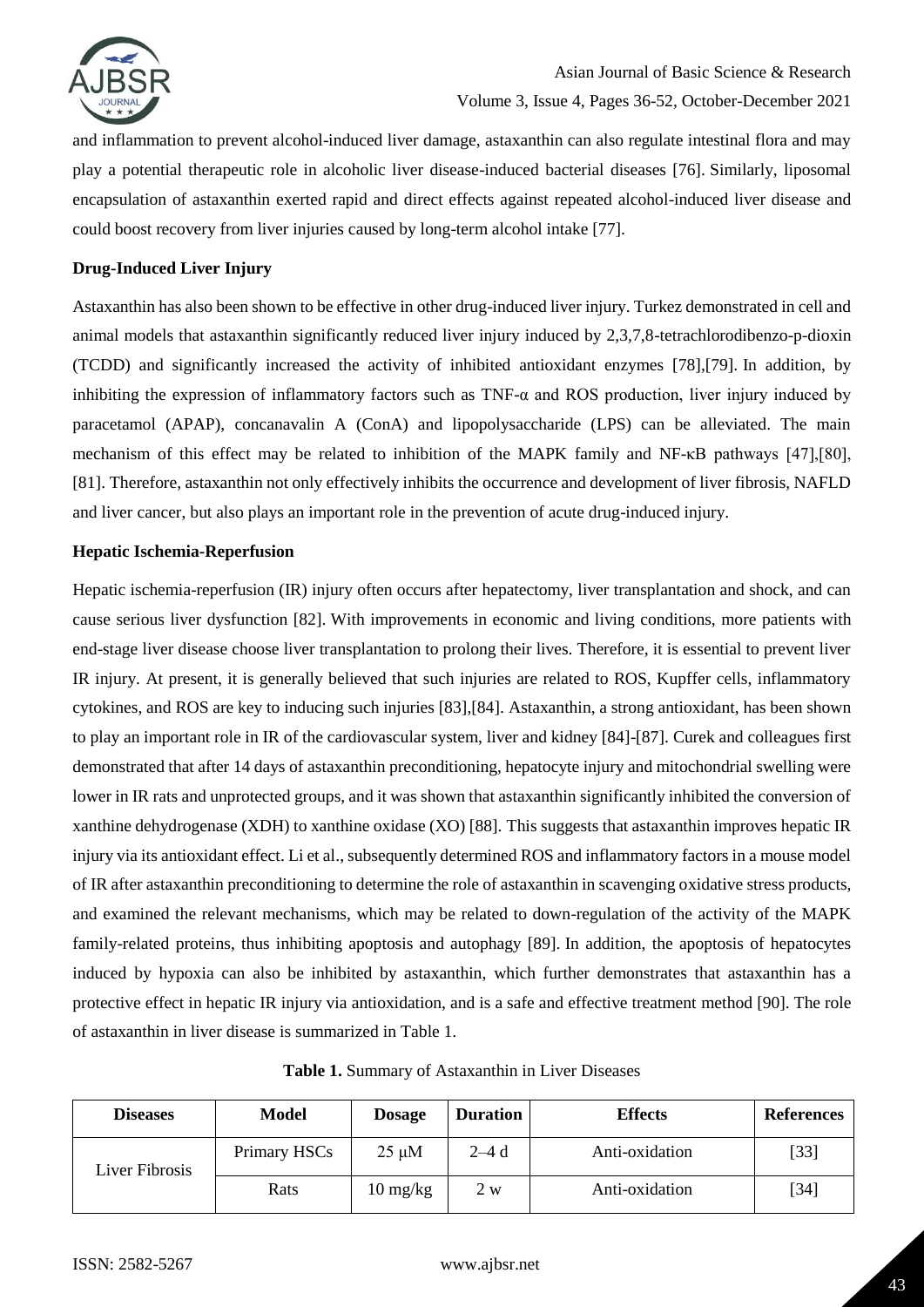and inflammation to prevent alcohol-induced liver damage, astaxanthin can also regulate intestinal flora and may play a potential therapeutic role in alcoholic liver disease-induced bacterial diseases [76]. Similarly, liposomal encapsulation of astaxanthin exerted rapid and direct effects against repeated alcohol-induced liver disease and could boost recovery from liver injuries caused by long-term alcohol intake [77].

### Drug-Induced Liver Injury

Astaxanthin has also been shown to be effective in other drug-induced liver injury. Turkez demonstrated in cell and animal models that astaxanthin significantly reduced liver injury induced by 2,3,7,8-tetrachlorodibenzo-p-dioxin (TCDD) and significantly increased the activity of inhibited antioxidant enzymes [78],[79]. In addition, by inhibiting the expression of inflammatory factors such as TNF-α and ROS production, liver injury induced by paracetamol (APAP), concanavalin A (ConA) and lipopolysaccharide (LPS) can be alleviated. The main mechanism of this effect may be related to inhibition of the MAPK family and NF-κB pathways [47],[80],[81]. Therefore, astaxanthin not only effectively inhibits the occurrence and development of liver fibrosis, NAFLD and liver cancer, but also plays an important role in the prevention of acute drug-induced injury.

### Hepatic Ischemia-Reperfusion

Hepatic ischemia-reperfusion (IR) injury often occurs after hepatectomy, liver transplantation and shock, and can cause serious liver dysfunction [82]. With improvements in economic and living conditions, more patients with end-stage liver disease choose liver transplantation to prolong their lives. Therefore, it is essential to prevent liver IR injury. At present, it is generally believed that such injuries are related to ROS, Kupffer cells, inflammatory cytokines, and ROS are key to inducing such injuries [83],[84]. Astaxanthin, a strong antioxidant, has been shown to play an important role in IR of the cardiovascular system, liver and kidney [84]-[87]. Curek and colleagues first demonstrated that after 14 days of astaxanthin preconditioning, hepatocyte injury and mitochondrial swelling were lower in IR rats and unprotected groups, and it was shown that astaxanthin significantly inhibited the conversion of xanthine dehydrogenase (XDH) to xanthine oxidase (XO) [88]. This suggests that astaxanthin improves hepatic IR injury via its antioxidant effect. Li et al., subsequently determined ROS and inflammatory factors in a mouse model of IR after astaxanthin preconditioning to determine the role of astaxanthin in scavenging oxidative stress products, and examined the relevant mechanisms, which may be related to down-regulation of the activity of the MAPK family-related proteins, thus inhibiting apoptosis and autophagy [89]. In addition, the apoptosis of hepatocytes induced by hypoxia can also be inhibited by astaxanthin, which further demonstrates that astaxanthin has a protective effect in hepatic IR injury via antioxidation, and is a safe and effective treatment method [90]. The role of astaxanthin in liver disease is summarized in Table 1.

**Table 1.** Summary of Astaxanthin in Liver Diseases

| Diseases | Model | Dosage | Duration | Effects | References |
|---|---|---|---|---|---|
| Liver Fibrosis | Primary HSCs | 25 μM | 2–4 d | Anti-oxidation | [33] |
| | Rats | 10 mg/kg | 2 w | Anti-oxidation | [34] |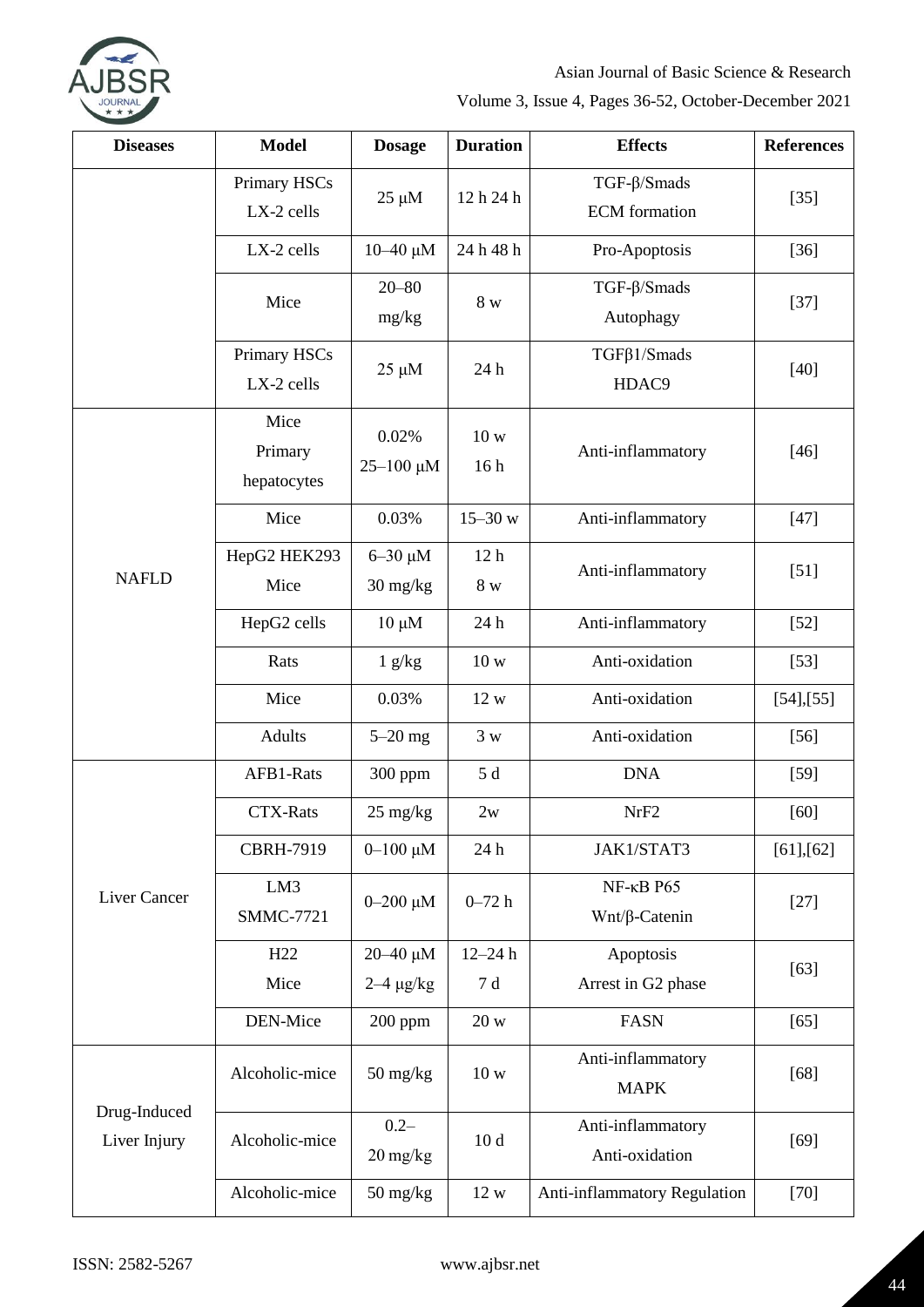| Diseases | Model | Dosage | Duration | Effects | References |
|---|---|---|---|---|---|
| | Primary HSCs LX-2 cells | 25 μM | 12 h 24 h | TGF-β/Smads ECM formation | [35] |
| | LX-2 cells | 10–40 μM | 24 h 48 h | Pro-Apoptosis | [36] |
| | Mice | 20–80 mg/kg | 8 w | TGF-β/Smads Autophagy | [37] |
| | Primary HSCs LX-2 cells | 25 μM | 24 h | TGFβ1/Smads HDAC9 | [40] |
| NAFLD | Mice Primary hepatocytes | 0.02% 25–100 μM | 10 w 16 h | Anti-inflammatory | [46] |
| | Mice | 0.03% | 15–30 w | Anti-inflammatory | [47] |
| | HepG2 HEK293 Mice | 6–30 μM 30 mg/kg | 12 h 8 w | Anti-inflammatory | [51] |
| | HepG2 cells | 10 μM | 24 h | Anti-inflammatory | [52] |
| | Rats | 1 g/kg | 10 w | Anti-oxidation | [53] |
| | Mice | 0.03% | 12 w | Anti-oxidation | [54],[55] |
| | Adults | 5–20 mg | 3 w | Anti-oxidation | [56] |
| Liver Cancer | AFB1-Rats | 300 ppm | 5 d | DNA | [59] |
| | CTX-Rats | 25 mg/kg | 2w | NrF2 | [60] |
| | CBRH-7919 | 0–100 μM | 24 h | JAK1/STAT3 | [61],[62] |
| | LM3 SMMC-7721 | 0–200 μM | 0–72 h | NF-κB P65 Wnt/β-Catenin | [27] |
| | H22 Mice | 20–40 μM 2–4 μg/kg | 12–24 h 7 d | Apoptosis Arrest in G2 phase | [63] |
| | DEN-Mice | 200 ppm | 20 w | FASN | [65] |
| Drug-Induced Liver Injury | Alcoholic-mice | 50 mg/kg | 10 w | Anti-inflammatory MAPK | [68] |
| | Alcoholic-mice | 0.2–20 mg/kg | 10 d | Anti-inflammatory Anti-oxidation | [69] |
| | Alcoholic-mice | 50 mg/kg | 12 w | Anti-inflammatory Regulation | [70] |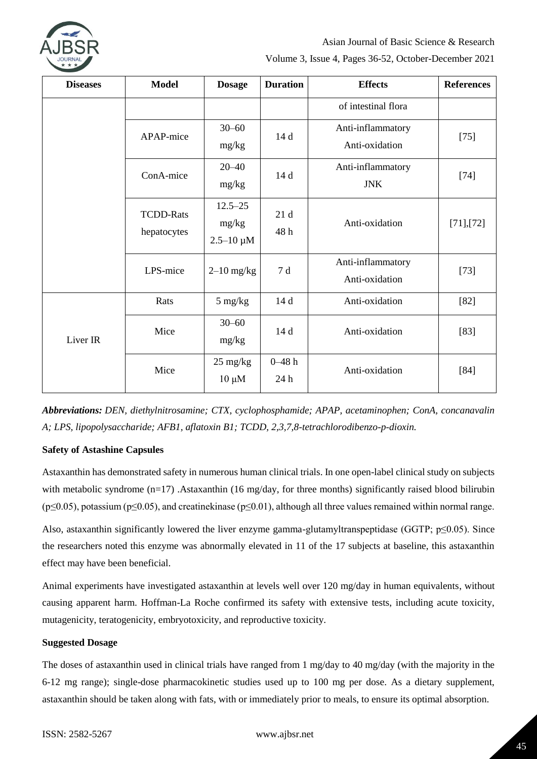| Diseases | Model | Dosage | Duration | Effects | References |
|---|---|---|---|---|---|
| | | | | of intestinal flora | |
| | APAP-mice | 30–60 mg/kg | 14 d | Anti-inflammatory Anti-oxidation | [75] |
| | ConA-mice | 20–40 mg/kg | 14 d | Anti-inflammatory JNK | [74] |
| | TCDD-Rats hepatocytes | 12.5–25 mg/kg 2.5–10 μM | 21 d 48 h | Anti-oxidation | [71],[72] |
| | LPS-mice | 2–10 mg/kg | 7 d | Anti-inflammatory Anti-oxidation | [73] |
| Liver IR | Rats | 5 mg/kg | 14 d | Anti-oxidation | [82] |
| | Mice | 30–60 mg/kg | 14 d | Anti-oxidation | [83] |
| | Mice | 25 mg/kg 10 μM | 0–48 h 24 h | Anti-oxidation | [84] |

***Abbreviations:*** *DEN, diethylnitrosamine; CTX, cyclophosphamide; APAP, acetaminophen; ConA, concanavalin A; LPS, lipopolysaccharide; AFB1, aflatoxin B1; TCDD, 2,3,7,8-tetrachlorodibenzo-p-dioxin.*

**Safety of Astashine Capsules**

Astaxanthin has demonstrated safety in numerous human clinical trials. In one open-label clinical study on subjects with metabolic syndrome (n=17) .Astaxanthin (16 mg/day, for three months) significantly raised blood bilirubin ($p \leq 0.05$), potassium ($p \leq 0.05$), and creatinekinase ($p \leq 0.01$), although all three values remained within normal range.

Also, astaxanthin significantly lowered the liver enzyme gamma-glutamyltranspeptidase (GGTP; $p \leq 0.05$). Since the researchers noted this enzyme was abnormally elevated in 11 of the 17 subjects at baseline, this astaxanthin effect may have been beneficial.

Animal experiments have investigated astaxanthin at levels well over 120 mg/day in human equivalents, without causing apparent harm. Hoffman-La Roche confirmed its safety with extensive tests, including acute toxicity, mutagenicity, teratogenicity, embryotoxicity, and reproductive toxicity.

**Suggested Dosage**

The doses of astaxanthin used in clinical trials have ranged from 1 mg/day to 40 mg/day (with the majority in the 6-12 mg range); single-dose pharmacokinetic studies used up to 100 mg per dose. As a dietary supplement, astaxanthin should be taken along with fats, with or immediately prior to meals, to ensure its optimal absorption.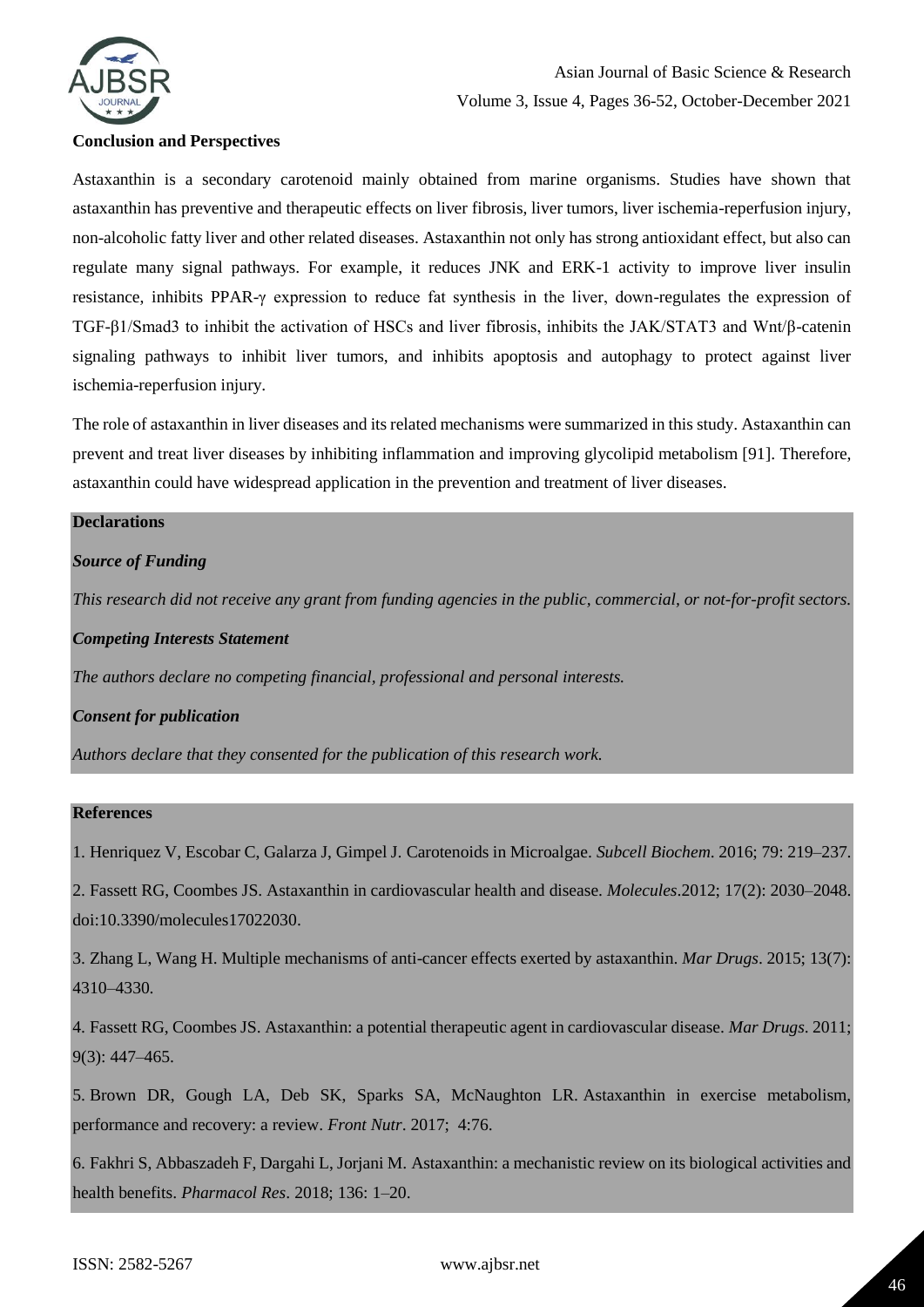## Conclusion and Perspectives

Astaxanthin is a secondary carotenoid mainly obtained from marine organisms. Studies have shown that astaxanthin has preventive and therapeutic effects on liver fibrosis, liver tumors, liver ischemia-reperfusion injury, non-alcoholic fatty liver and other related diseases. Astaxanthin not only has strong antioxidant effect, but also can regulate many signal pathways. For example, it reduces JNK and ERK-1 activity to improve liver insulin resistance, inhibits PPAR-γ expression to reduce fat synthesis in the liver, down-regulates the expression of TGF-β1/Smad3 to inhibit the activation of HSCs and liver fibrosis, inhibits the JAK/STAT3 and Wnt/β-catenin signaling pathways to inhibit liver tumors, and inhibits apoptosis and autophagy to protect against liver ischemia-reperfusion injury.

The role of astaxanthin in liver diseases and its related mechanisms were summarized in this study. Astaxanthin can prevent and treat liver diseases by inhibiting inflammation and improving glycolipid metabolism [91]. Therefore, astaxanthin could have widespread application in the prevention and treatment of liver diseases.

## Declarations

### Source of Funding

*This research did not receive any grant from funding agencies in the public, commercial, or not-for-profit sectors.*

### Competing Interests Statement

*The authors declare no competing financial, professional and personal interests.*

### Consent for publication

*Authors declare that they consented for the publication of this research work.*

## References

1. Henriquez V, Escobar C, Galarza J, Gimpel J. Carotenoids in Microalgae. *Subcell Biochem*. 2016; 79: 219–237.

2. Fassett RG, Coombes JS. Astaxanthin in cardiovascular health and disease. *Molecules*.2012; 17(2): 2030–2048. doi:10.3390/molecules17022030.

3. Zhang L, Wang H. Multiple mechanisms of anti-cancer effects exerted by astaxanthin. *Mar Drugs*. 2015; 13(7): 4310–4330.

4. Fassett RG, Coombes JS. Astaxanthin: a potential therapeutic agent in cardiovascular disease. *Mar Drugs*. 2011; 9(3): 447–465.

5. Brown DR, Gough LA, Deb SK, Sparks SA, McNaughton LR. Astaxanthin in exercise metabolism, performance and recovery: a review. *Front Nutr*. 2017; 4:76.

6. Fakhri S, Abbaszadeh F, Dargahi L, Jorjani M. Astaxanthin: a mechanistic review on its biological activities and health benefits. *Pharmacol Res*. 2018; 136: 1–20.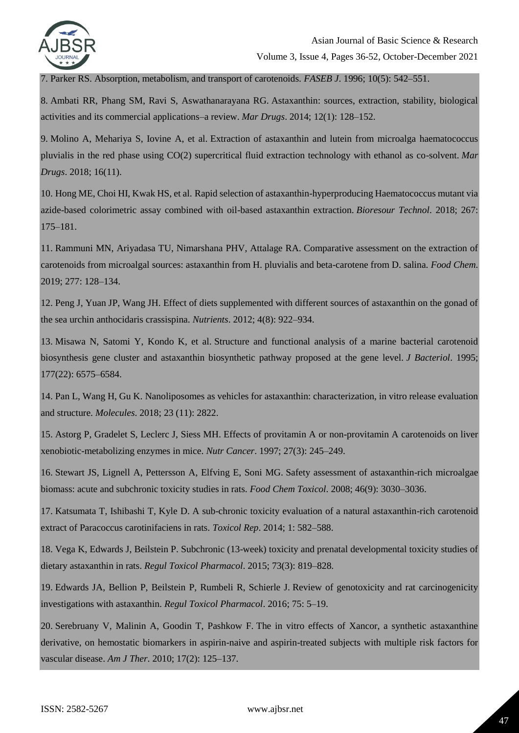7. Parker RS. Absorption, metabolism, and transport of carotenoids. *FASEB J*. 1996; 10(5): 542–551.

8. Ambati RR, Phang SM, Ravi S, Aswathanarayana RG. Astaxanthin: sources, extraction, stability, biological activities and its commercial applications–a review. *Mar Drugs*. 2014; 12(1): 128–152.

9. Molino A, Mehariya S, Iovine A, et al. Extraction of astaxanthin and lutein from microalga haematococcus pluvialis in the red phase using CO(2) supercritical fluid extraction technology with ethanol as co-solvent. *Mar Drugs*. 2018; 16(11).

10. Hong ME, Choi HI, Kwak HS, et al. Rapid selection of astaxanthin-hyperproducing Haematococcus mutant via azide-based colorimetric assay combined with oil-based astaxanthin extraction. *Bioresour Technol*. 2018; 267: 175–181.

11. Rammuni MN, Ariyadasa TU, Nimarshana PHV, Attalage RA. Comparative assessment on the extraction of carotenoids from microalgal sources: astaxanthin from H. pluvialis and beta-carotene from D. salina. *Food Chem*. 2019; 277: 128–134.

12. Peng J, Yuan JP, Wang JH. Effect of diets supplemented with different sources of astaxanthin on the gonad of the sea urchin anthocidaris crassispina. *Nutrients*. 2012; 4(8): 922–934.

13. Misawa N, Satomi Y, Kondo K, et al. Structure and functional analysis of a marine bacterial carotenoid biosynthesis gene cluster and astaxanthin biosynthetic pathway proposed at the gene level. *J Bacteriol*. 1995; 177(22): 6575–6584.

14. Pan L, Wang H, Gu K. Nanoliposomes as vehicles for astaxanthin: characterization, in vitro release evaluation and structure. *Molecules*. 2018; 23 (11): 2822.

15. Astorg P, Gradelet S, Leclerc J, Siess MH. Effects of provitamin A or non-provitamin A carotenoids on liver xenobiotic-metabolizing enzymes in mice. *Nutr Cancer*. 1997; 27(3): 245–249.

16. Stewart JS, Lignell A, Pettersson A, Elfving E, Soni MG. Safety assessment of astaxanthin-rich microalgae biomass: acute and subchronic toxicity studies in rats. *Food Chem Toxicol*. 2008; 46(9): 3030–3036.

17. Katsumata T, Ishibashi T, Kyle D. A sub-chronic toxicity evaluation of a natural astaxanthin-rich carotenoid extract of Paracoccus carotinifaciens in rats. *Toxicol Rep*. 2014; 1: 582–588.

18. Vega K, Edwards J, Beilstein P. Subchronic (13-week) toxicity and prenatal developmental toxicity studies of dietary astaxanthin in rats. *Regul Toxicol Pharmacol*. 2015; 73(3): 819–828.

19. Edwards JA, Bellion P, Beilstein P, Rumbeli R, Schierle J. Review of genotoxicity and rat carcinogenicity investigations with astaxanthin. *Regul Toxicol Pharmacol*. 2016; 75: 5–19.

20. Serebruany V, Malinin A, Goodin T, Pashkow F. The in vitro effects of Xancor, a synthetic astaxanthine derivative, on hemostatic biomarkers in aspirin-naive and aspirin-treated subjects with multiple risk factors for vascular disease. *Am J Ther*. 2010; 17(2): 125–137.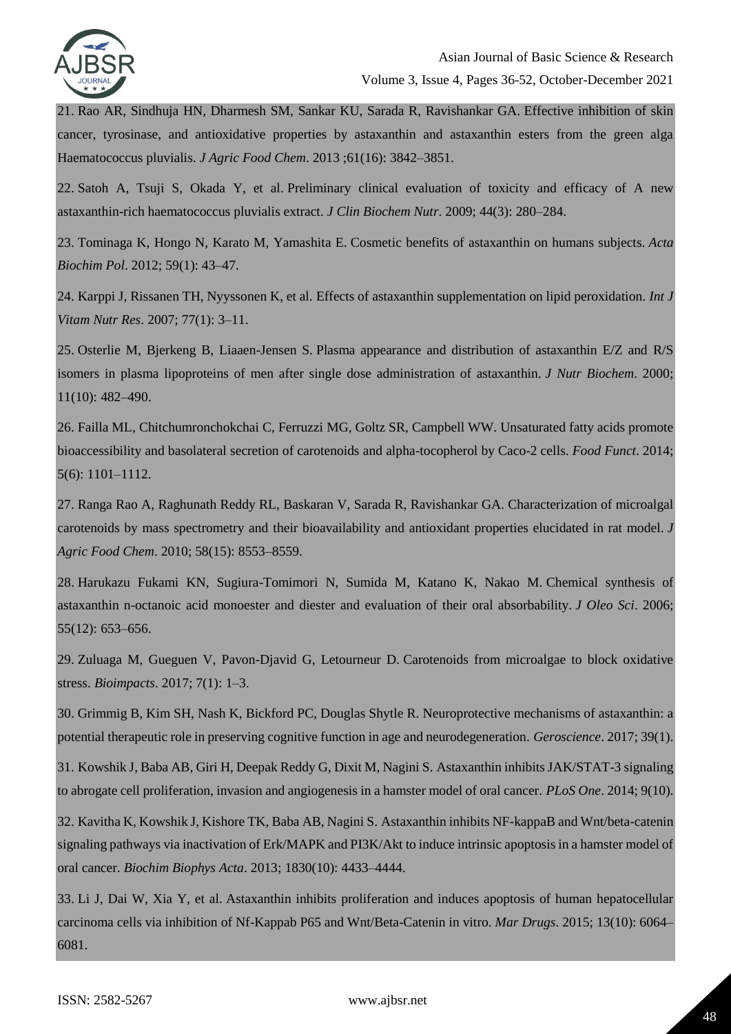21. Rao AR, Sindhuja HN, Dharmesh SM, Sankar KU, Sarada R, Ravishankar GA. Effective inhibition of skin cancer, tyrosinase, and antioxidative properties by astaxanthin and astaxanthin esters from the green alga Haematococcus pluvialis. *J Agric Food Chem*. 2013 ;61(16): 3842–3851.

22. Satoh A, Tsuji S, Okada Y, et al. Preliminary clinical evaluation of toxicity and efficacy of A new astaxanthin-rich haematococcus pluvialis extract. *J Clin Biochem Nutr*. 2009; 44(3): 280–284.

23. Tominaga K, Hongo N, Karato M, Yamashita E. Cosmetic benefits of astaxanthin on humans subjects. *Acta Biochim Pol*. 2012; 59(1): 43–47.

24. Karppi J, Rissanen TH, Nyyssonen K, et al. Effects of astaxanthin supplementation on lipid peroxidation. *Int J Vitam Nutr Res*. 2007; 77(1): 3–11.

25. Osterlie M, Bjerkeng B, Liaaen-Jensen S. Plasma appearance and distribution of astaxanthin E/Z and R/S isomers in plasma lipoproteins of men after single dose administration of astaxanthin. *J Nutr Biochem*. 2000; 11(10): 482–490.

26. Failla ML, Chitchumronchokchai C, Ferruzzi MG, Goltz SR, Campbell WW. Unsaturated fatty acids promote bioaccessibility and basolateral secretion of carotenoids and alpha-tocopherol by Caco-2 cells. *Food Funct*. 2014; 5(6): 1101–1112.

27. Ranga Rao A, Raghunath Reddy RL, Baskaran V, Sarada R, Ravishankar GA. Characterization of microalgal carotenoids by mass spectrometry and their bioavailability and antioxidant properties elucidated in rat model. *J Agric Food Chem*. 2010; 58(15): 8553–8559.

28. Harukazu Fukami KN, Sugiura-Tomimori N, Sumida M, Katano K, Nakao M. Chemical synthesis of astaxanthin n-octanoic acid monoester and diester and evaluation of their oral absorbability. *J Oleo Sci*. 2006; 55(12): 653–656.

29. Zuluaga M, Gueguen V, Pavon-Djavid G, Letourneur D. Carotenoids from microalgae to block oxidative stress. *Bioimpacts*. 2017; 7(1): 1–3.

30. Grimmig B, Kim SH, Nash K, Bickford PC, Douglas Shytle R. Neuroprotective mechanisms of astaxanthin: a potential therapeutic role in preserving cognitive function in age and neurodegeneration. *Geroscience*. 2017; 39(1).

31. Kowshik J, Baba AB, Giri H, Deepak Reddy G, Dixit M, Nagini S. Astaxanthin inhibits JAK/STAT-3 signaling to abrogate cell proliferation, invasion and angiogenesis in a hamster model of oral cancer. *PLoS One*. 2014; 9(10).

32. Kavitha K, Kowshik J, Kishore TK, Baba AB, Nagini S. Astaxanthin inhibits NF-kappaB and Wnt/beta-catenin signaling pathways via inactivation of Erk/MAPK and PI3K/Akt to induce intrinsic apoptosis in a hamster model of oral cancer. *Biochim Biophys Acta*. 2013; 1830(10): 4433–4444.

33. Li J, Dai W, Xia Y, et al. Astaxanthin inhibits proliferation and induces apoptosis of human hepatocellular carcinoma cells via inhibition of Nf-Kappab P65 and Wnt/Beta-Catenin in vitro. *Mar Drugs*. 2015; 13(10): 6064–6081.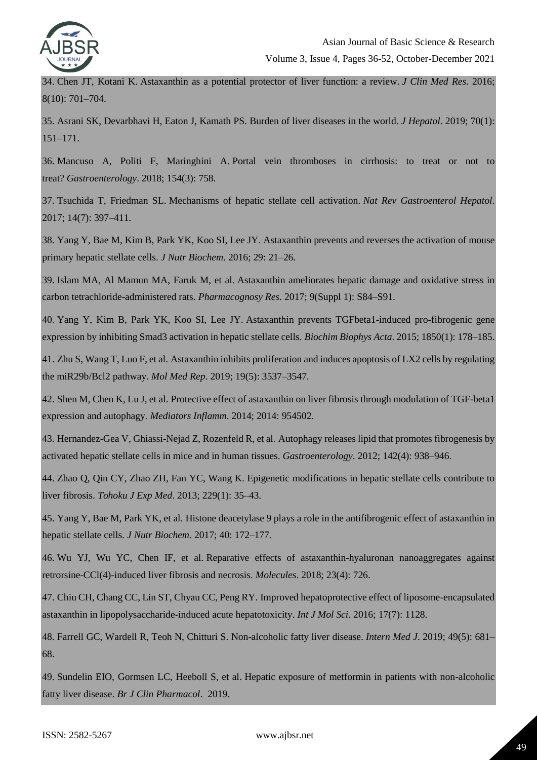34. Chen JT, Kotani K. Astaxanthin as a potential protector of liver function: a review. *J Clin Med Res*. 2016; 8(10): 701–704.

35. Asrani SK, Devarbhavi H, Eaton J, Kamath PS. Burden of liver diseases in the world. *J Hepatol*. 2019; 70(1): 151–171.

36. Mancuso A, Politi F, Maringhini A. Portal vein thromboses in cirrhosis: to treat or not to treat? *Gastroenterology*. 2018; 154(3): 758.

37. Tsuchida T, Friedman SL. Mechanisms of hepatic stellate cell activation. *Nat Rev Gastroenterol Hepatol*. 2017; 14(7): 397–411.

38. Yang Y, Bae M, Kim B, Park YK, Koo SI, Lee JY. Astaxanthin prevents and reverses the activation of mouse primary hepatic stellate cells. *J Nutr Biochem*. 2016; 29: 21–26.

39. Islam MA, Al Mamun MA, Faruk M, et al. Astaxanthin ameliorates hepatic damage and oxidative stress in carbon tetrachloride-administered rats. *Pharmacognosy Res*. 2017; 9(Suppl 1): S84–S91.

40. Yang Y, Kim B, Park YK, Koo SI, Lee JY. Astaxanthin prevents TGFbeta1-induced pro-fibrogenic gene expression by inhibiting Smad3 activation in hepatic stellate cells. *Biochim Biophys Acta*. 2015; 1850(1): 178–185.

41. Zhu S, Wang T, Luo F, et al. Astaxanthin inhibits proliferation and induces apoptosis of LX2 cells by regulating the miR29b/Bcl2 pathway. *Mol Med Rep*. 2019; 19(5): 3537–3547.

42. Shen M, Chen K, Lu J, et al. Protective effect of astaxanthin on liver fibrosis through modulation of TGF-beta1 expression and autophagy. *Mediators Inflamm*. 2014; 2014: 954502.

43. Hernandez-Gea V, Ghiassi-Nejad Z, Rozenfeld R, et al. Autophagy releases lipid that promotes fibrogenesis by activated hepatic stellate cells in mice and in human tissues. *Gastroenterology*. 2012; 142(4): 938–946.

44. Zhao Q, Qin CY, Zhao ZH, Fan YC, Wang K. Epigenetic modifications in hepatic stellate cells contribute to liver fibrosis. *Tohoku J Exp Med*. 2013; 229(1): 35–43.

45. Yang Y, Bae M, Park YK, et al. Histone deacetylase 9 plays a role in the antifibrogenic effect of astaxanthin in hepatic stellate cells. *J Nutr Biochem*. 2017; 40: 172–177.

46. Wu YJ, Wu YC, Chen IF, et al. Reparative effects of astaxanthin-hyaluronan nanoaggregates against retrorsine-CCl(4)-induced liver fibrosis and necrosis. *Molecules*. 2018; 23(4): 726.

47. Chiu CH, Chang CC, Lin ST, Chyau CC, Peng RY. Improved hepatoprotective effect of liposome-encapsulated astaxanthin in lipopolysaccharide-induced acute hepatotoxicity. *Int J Mol Sci*. 2016; 17(7): 1128.

48. Farrell GC, Wardell R, Teoh N, Chitturi S. Non-alcoholic fatty liver disease. *Intern Med J*. 2019; 49(5): 681–68.

49. Sundelin EIO, Gormsen LC, Heeboll S, et al. Hepatic exposure of metformin in patients with non-alcoholic fatty liver disease. *Br J Clin Pharmacol*. 2019.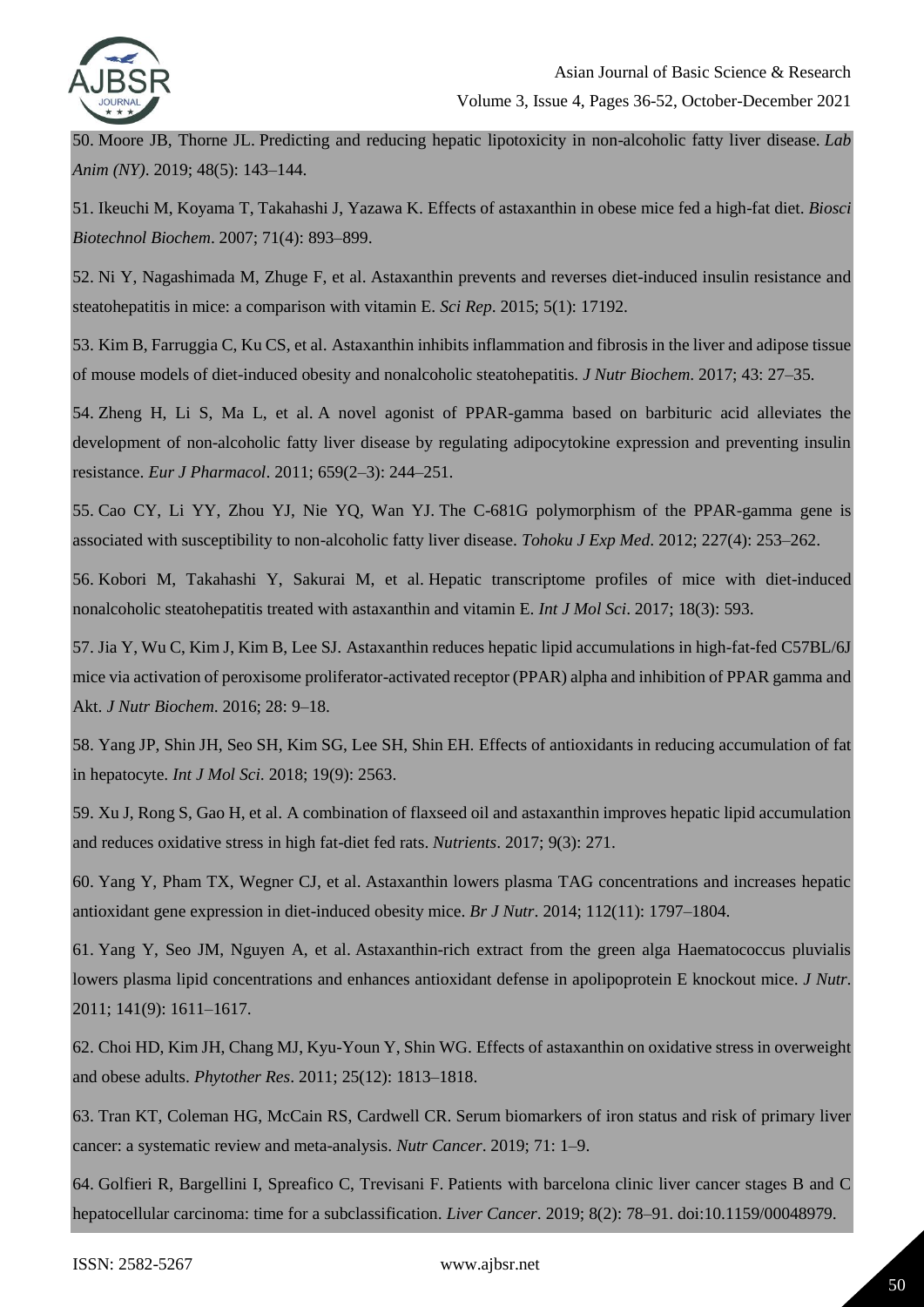50. Moore JB, Thorne JL. Predicting and reducing hepatic lipotoxicity in non-alcoholic fatty liver disease. *Lab Anim (NY)*. 2019; 48(5): 143–144.

51. Ikeuchi M, Koyama T, Takahashi J, Yazawa K. Effects of astaxanthin in obese mice fed a high-fat diet. *Biosci Biotechnol Biochem*. 2007; 71(4): 893–899.

52. Ni Y, Nagashimada M, Zhuge F, et al. Astaxanthin prevents and reverses diet-induced insulin resistance and steatohepatitis in mice: a comparison with vitamin E. *Sci Rep*. 2015; 5(1): 17192.

53. Kim B, Farruggia C, Ku CS, et al. Astaxanthin inhibits inflammation and fibrosis in the liver and adipose tissue of mouse models of diet-induced obesity and nonalcoholic steatohepatitis. *J Nutr Biochem*. 2017; 43: 27–35.

54. Zheng H, Li S, Ma L, et al. A novel agonist of PPAR-gamma based on barbituric acid alleviates the development of non-alcoholic fatty liver disease by regulating adipocytokine expression and preventing insulin resistance. *Eur J Pharmacol*. 2011; 659(2–3): 244–251.

55. Cao CY, Li YY, Zhou YJ, Nie YQ, Wan YJ. The C-681G polymorphism of the PPAR-gamma gene is associated with susceptibility to non-alcoholic fatty liver disease. *Tohoku J Exp Med*. 2012; 227(4): 253–262.

56. Kobori M, Takahashi Y, Sakurai M, et al. Hepatic transcriptome profiles of mice with diet-induced nonalcoholic steatohepatitis treated with astaxanthin and vitamin E. *Int J Mol Sci*. 2017; 18(3): 593.

57. Jia Y, Wu C, Kim J, Kim B, Lee SJ. Astaxanthin reduces hepatic lipid accumulations in high-fat-fed C57BL/6J mice via activation of peroxisome proliferator-activated receptor (PPAR) alpha and inhibition of PPAR gamma and Akt. *J Nutr Biochem*. 2016; 28: 9–18.

58. Yang JP, Shin JH, Seo SH, Kim SG, Lee SH, Shin EH. Effects of antioxidants in reducing accumulation of fat in hepatocyte. *Int J Mol Sci*. 2018; 19(9): 2563.

59. Xu J, Rong S, Gao H, et al. A combination of flaxseed oil and astaxanthin improves hepatic lipid accumulation and reduces oxidative stress in high fat-diet fed rats. *Nutrients*. 2017; 9(3): 271.

60. Yang Y, Pham TX, Wegner CJ, et al. Astaxanthin lowers plasma TAG concentrations and increases hepatic antioxidant gene expression in diet-induced obesity mice. *Br J Nutr*. 2014; 112(11): 1797–1804.

61. Yang Y, Seo JM, Nguyen A, et al. Astaxanthin-rich extract from the green alga Haematococcus pluvialis lowers plasma lipid concentrations and enhances antioxidant defense in apolipoprotein E knockout mice. *J Nutr*. 2011; 141(9): 1611–1617.

62. Choi HD, Kim JH, Chang MJ, Kyu-Youn Y, Shin WG. Effects of astaxanthin on oxidative stress in overweight and obese adults. *Phytother Res*. 2011; 25(12): 1813–1818.

63. Tran KT, Coleman HG, McCain RS, Cardwell CR. Serum biomarkers of iron status and risk of primary liver cancer: a systematic review and meta-analysis. *Nutr Cancer*. 2019; 71: 1–9.

64. Golfieri R, Bargellini I, Spreafico C, Trevisani F. Patients with barcelona clinic liver cancer stages B and C hepatocellular carcinoma: time for a subclassification. *Liver Cancer*. 2019; 8(2): 78–91. doi:10.1159/00048979.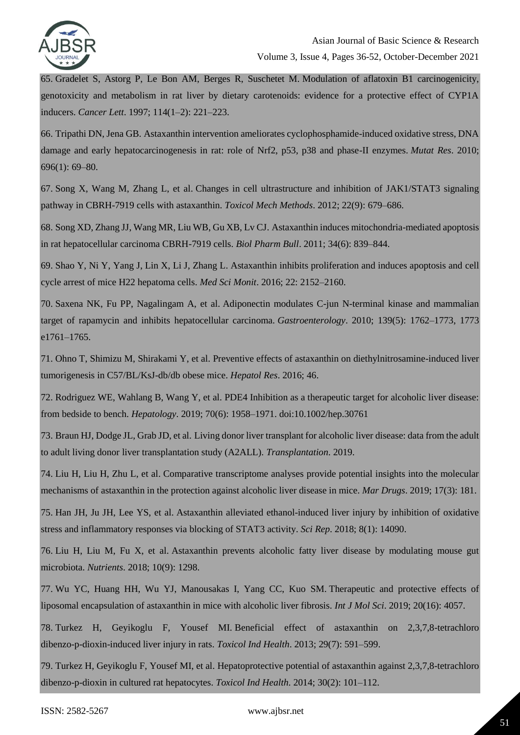65. Gradelet S, Astorg P, Le Bon AM, Berges R, Suschetet M. Modulation of aflatoxin B1 carcinogenicity, genotoxicity and metabolism in rat liver by dietary carotenoids: evidence for a protective effect of CYP1A inducers. *Cancer Lett*. 1997; 114(1–2): 221–223.

66. Tripathi DN, Jena GB. Astaxanthin intervention ameliorates cyclophosphamide-induced oxidative stress, DNA damage and early hepatocarcinogenesis in rat: role of Nrf2, p53, p38 and phase-II enzymes. *Mutat Res*. 2010; 696(1): 69–80.

67. Song X, Wang M, Zhang L, et al. Changes in cell ultrastructure and inhibition of JAK1/STAT3 signaling pathway in CBRH-7919 cells with astaxanthin. *Toxicol Mech Methods*. 2012; 22(9): 679–686.

68. Song XD, Zhang JJ, Wang MR, Liu WB, Gu XB, Lv CJ. Astaxanthin induces mitochondria-mediated apoptosis in rat hepatocellular carcinoma CBRH-7919 cells. *Biol Pharm Bull*. 2011; 34(6): 839–844.

69. Shao Y, Ni Y, Yang J, Lin X, Li J, Zhang L. Astaxanthin inhibits proliferation and induces apoptosis and cell cycle arrest of mice H22 hepatoma cells. *Med Sci Monit*. 2016; 22: 2152–2160.

70. Saxena NK, Fu PP, Nagalingam A, et al. Adiponectin modulates C-jun N-terminal kinase and mammalian target of rapamycin and inhibits hepatocellular carcinoma. *Gastroenterology*. 2010; 139(5): 1762–1773, 1773 e1761–1765.

71. Ohno T, Shimizu M, Shirakami Y, et al. Preventive effects of astaxanthin on diethylnitrosamine-induced liver tumorigenesis in C57/BL/KsJ-db/db obese mice. *Hepatol Res*. 2016; 46.

72. Rodriguez WE, Wahlang B, Wang Y, et al. PDE4 Inhibition as a therapeutic target for alcoholic liver disease: from bedside to bench. *Hepatology*. 2019; 70(6): 1958–1971. doi:10.1002/hep.30761

73. Braun HJ, Dodge JL, Grab JD, et al. Living donor liver transplant for alcoholic liver disease: data from the adult to adult living donor liver transplantation study (A2ALL). *Transplantation*. 2019.

74. Liu H, Liu H, Zhu L, et al. Comparative transcriptome analyses provide potential insights into the molecular mechanisms of astaxanthin in the protection against alcoholic liver disease in mice. *Mar Drugs*. 2019; 17(3): 181.

75. Han JH, Ju JH, Lee YS, et al. Astaxanthin alleviated ethanol-induced liver injury by inhibition of oxidative stress and inflammatory responses via blocking of STAT3 activity. *Sci Rep*. 2018; 8(1): 14090.

76. Liu H, Liu M, Fu X, et al. Astaxanthin prevents alcoholic fatty liver disease by modulating mouse gut microbiota. *Nutrients*. 2018; 10(9): 1298.

77. Wu YC, Huang HH, Wu YJ, Manousakas I, Yang CC, Kuo SM. Therapeutic and protective effects of liposomal encapsulation of astaxanthin in mice with alcoholic liver fibrosis. *Int J Mol Sci*. 2019; 20(16): 4057.

78. Turkez H, Geyikoglu F, Yousef MI. Beneficial effect of astaxanthin on 2,3,7,8-tetrachloro dibenzo-p-dioxin-induced liver injury in rats. *Toxicol Ind Health*. 2013; 29(7): 591–599.

79. Turkez H, Geyikoglu F, Yousef MI, et al. Hepatoprotective potential of astaxanthin against 2,3,7,8-tetrachloro dibenzo-p-dioxin in cultured rat hepatocytes. *Toxicol Ind Health*. 2014; 30(2): 101–112.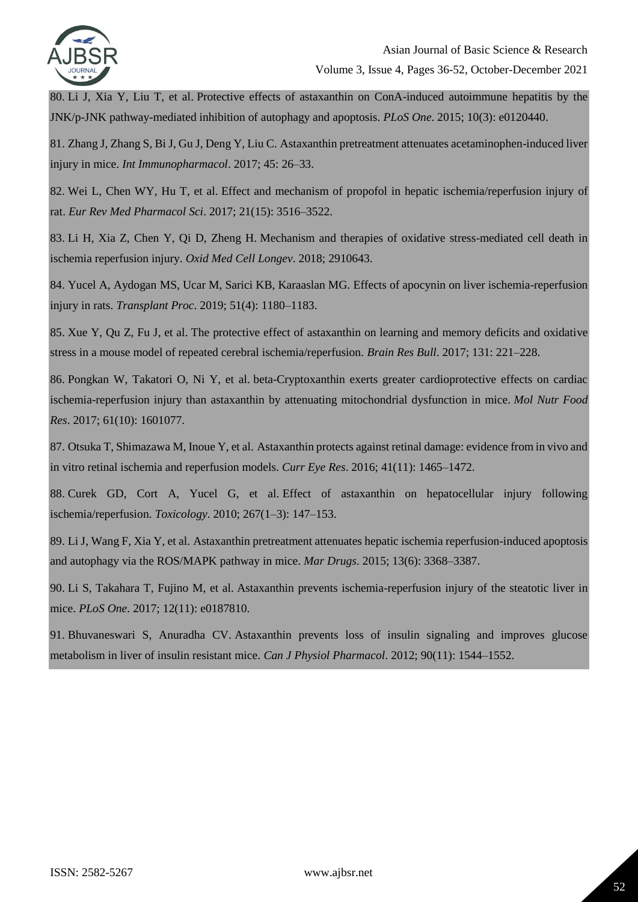80. Li J, Xia Y, Liu T, et al. Protective effects of astaxanthin on ConA-induced autoimmune hepatitis by the JNK/p-JNK pathway-mediated inhibition of autophagy and apoptosis. *PLoS One*. 2015; 10(3): e0120440.

81. Zhang J, Zhang S, Bi J, Gu J, Deng Y, Liu C. Astaxanthin pretreatment attenuates acetaminophen-induced liver injury in mice. *Int Immunopharmacol*. 2017; 45: 26–33.

82. Wei L, Chen WY, Hu T, et al. Effect and mechanism of propofol in hepatic ischemia/reperfusion injury of rat. *Eur Rev Med Pharmacol Sci*. 2017; 21(15): 3516–3522.

83. Li H, Xia Z, Chen Y, Qi D, Zheng H. Mechanism and therapies of oxidative stress-mediated cell death in ischemia reperfusion injury. *Oxid Med Cell Longev*. 2018; 2910643.

84. Yucel A, Aydogan MS, Ucar M, Sarici KB, Karaaslan MG. Effects of apocynin on liver ischemia-reperfusion injury in rats. *Transplant Proc*. 2019; 51(4): 1180–1183.

85. Xue Y, Qu Z, Fu J, et al. The protective effect of astaxanthin on learning and memory deficits and oxidative stress in a mouse model of repeated cerebral ischemia/reperfusion. *Brain Res Bull*. 2017; 131: 221–228.

86. Pongkan W, Takatori O, Ni Y, et al. beta-Cryptoxanthin exerts greater cardioprotective effects on cardiac ischemia-reperfusion injury than astaxanthin by attenuating mitochondrial dysfunction in mice. *Mol Nutr Food Res*. 2017; 61(10): 1601077.

87. Otsuka T, Shimazawa M, Inoue Y, et al. Astaxanthin protects against retinal damage: evidence from in vivo and in vitro retinal ischemia and reperfusion models. *Curr Eye Res*. 2016; 41(11): 1465–1472.

88. Curek GD, Cort A, Yucel G, et al. Effect of astaxanthin on hepatocellular injury following ischemia/reperfusion. *Toxicology*. 2010; 267(1–3): 147–153.

89. Li J, Wang F, Xia Y, et al. Astaxanthin pretreatment attenuates hepatic ischemia reperfusion-induced apoptosis and autophagy via the ROS/MAPK pathway in mice. *Mar Drugs*. 2015; 13(6): 3368–3387.

90. Li S, Takahara T, Fujino M, et al. Astaxanthin prevents ischemia-reperfusion injury of the steatotic liver in mice. *PLoS One*. 2017; 12(11): e0187810.

91. Bhuvaneswari S, Anuradha CV. Astaxanthin prevents loss of insulin signaling and improves glucose metabolism in liver of insulin resistant mice. *Can J Physiol Pharmacol*. 2012; 90(11): 1544–1552.